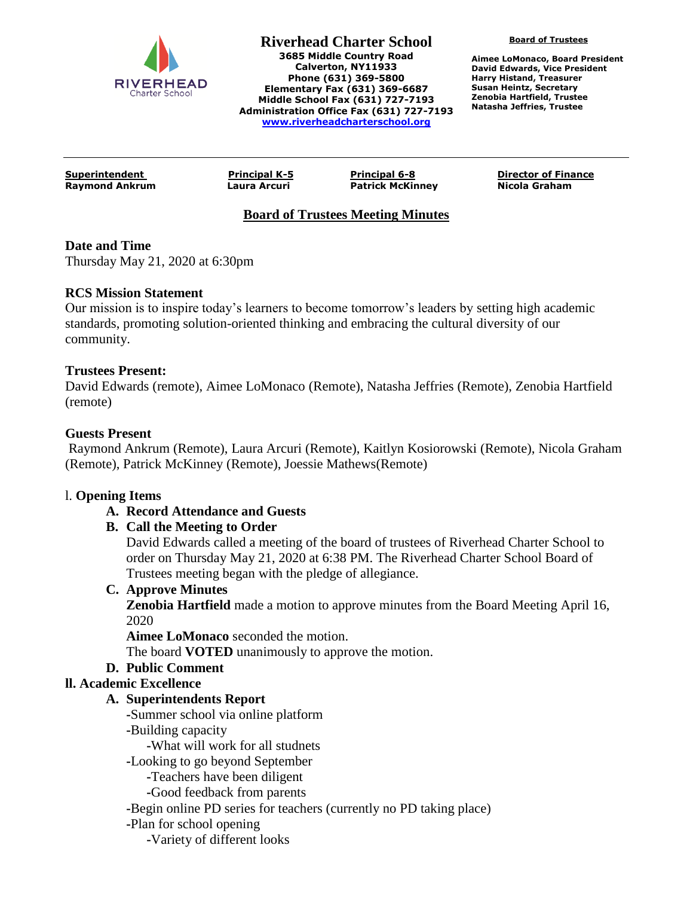# Riverhead Charter School

**3685 Middle Country Road**
**Calverton, NY11933**
**Phone (631) 369-5800**
**Elementary Fax (631) 369-6687**
**Middle School Fax (631) 727-7193**
**Administration Office Fax (631) 727-7193**
**www.riverheadcharterschool.org**

**Board of Trustees**

**Aimee LoMonaco, Board President**
**David Edwards, Vice President**
**Harry Histand, Treasurer**
**Susan Heintz, Secretary**
**Zenobia Hartfield, Trustee**
**Natasha Jeffries, Trustee**

| Superintendent | Principal K-5 | Principal 6-8 | Director of Finance |
|---|---|---|---|
| Raymond Ankrum | Laura Arcuri | Patrick McKinney | Nicola Graham |

## Board of Trustees Meeting Minutes

**Date and Time**
Thursday May 21, 2020 at 6:30pm

**RCS Mission Statement**
Our mission is to inspire today's learners to become tomorrow's leaders by setting high academic standards, promoting solution-oriented thinking and embracing the cultural diversity of our community.

**Trustees Present:**
David Edwards (remote), Aimee LoMonaco (Remote), Natasha Jeffries (Remote), Zenobia Hartfield (remote)

**Guests Present**
Raymond Ankrum (Remote), Laura Arcuri (Remote), Kaitlyn Kosiorowski (Remote), Nicola Graham (Remote), Patrick McKinney (Remote), Joessie Mathews(Remote)

l. **Opening Items**

- **A. Record Attendance and Guests**
- **B. Call the Meeting to Order**
  David Edwards called a meeting of the board of trustees of Riverhead Charter School to order on Thursday May 21, 2020 at 6:38 PM. The Riverhead Charter School Board of Trustees meeting began with the pledge of allegiance.
- **C. Approve Minutes**
  **Zenobia Hartfield** made a motion to approve minutes from the Board Meeting April 16, 2020
  **Aimee LoMonaco** seconded the motion.
  The board **VOTED** unanimously to approve the motion.
- **D. Public Comment**

**ll. Academic Excellence**

- **A. Superintendents Report**
  - -Summer school via online platform
  - -Building capacity
    - -What will work for all studnets
  - -Looking to go beyond September
    - -Teachers have been diligent
    - -Good feedback from parents
  - -Begin online PD series for teachers (currently no PD taking place)
  - -Plan for school opening
    - -Variety of different looks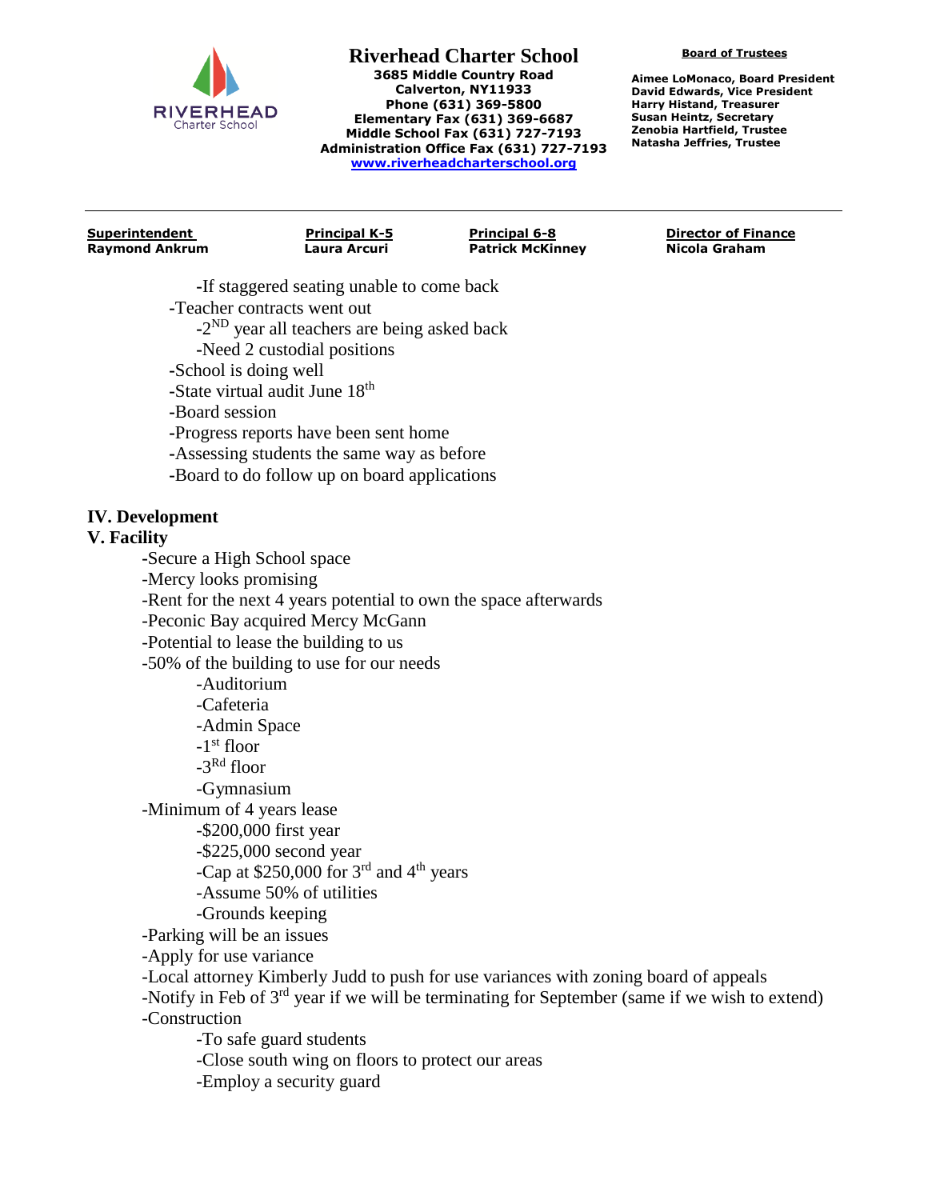**Riverhead Charter School**
3685 Middle Country Road
Calverton, NY11933
Phone (631) 369-5800
Elementary Fax (631) 369-6687
Middle School Fax (631) 727-7193
Administration Office Fax (631) 727-7193
www.riverheadcharterschool.org

**Board of Trustees**

Aimee LoMonaco, Board President
David Edwards, Vice President
Harry Histand, Treasurer
Susan Heintz, Secretary
Zenobia Hartfield, Trustee
Natasha Jeffries, Trustee

| Superintendent | Principal K-5 | Principal 6-8 | Director of Finance |
|---|---|---|---|
| Raymond Ankrum | Laura Arcuri | Patrick McKinney | Nicola Graham |

- -If staggered seating unable to come back
- -Teacher contracts went out
  - -2ND year all teachers are being asked back
  - -Need 2 custodial positions
- -School is doing well
- -State virtual audit June 18th
- -Board session
- -Progress reports have been sent home
- -Assessing students the same way as before
- -Board to do follow up on board applications

## IV. Development

## V. Facility

- -Secure a High School space
- -Mercy looks promising
- -Rent for the next 4 years potential to own the space afterwards
- -Peconic Bay acquired Mercy McGann
- -Potential to lease the building to us
- -50% of the building to use for our needs
  - -Auditorium
  - -Cafeteria
  - -Admin Space
  - -1st floor
  - -3Rd floor
  - -Gymnasium
- -Minimum of 4 years lease
  - -$200,000 first year
  - -$225,000 second year
  - -Cap at $250,000 for 3rd and 4th years
  - -Assume 50% of utilities
  - -Grounds keeping
- -Parking will be an issues
- -Apply for use variance
- -Local attorney Kimberly Judd to push for use variances with zoning board of appeals
- -Notify in Feb of 3rd year if we will be terminating for September (same if we wish to extend)
- -Construction
  - -To safe guard students
  - -Close south wing on floors to protect our areas
  - -Employ a security guard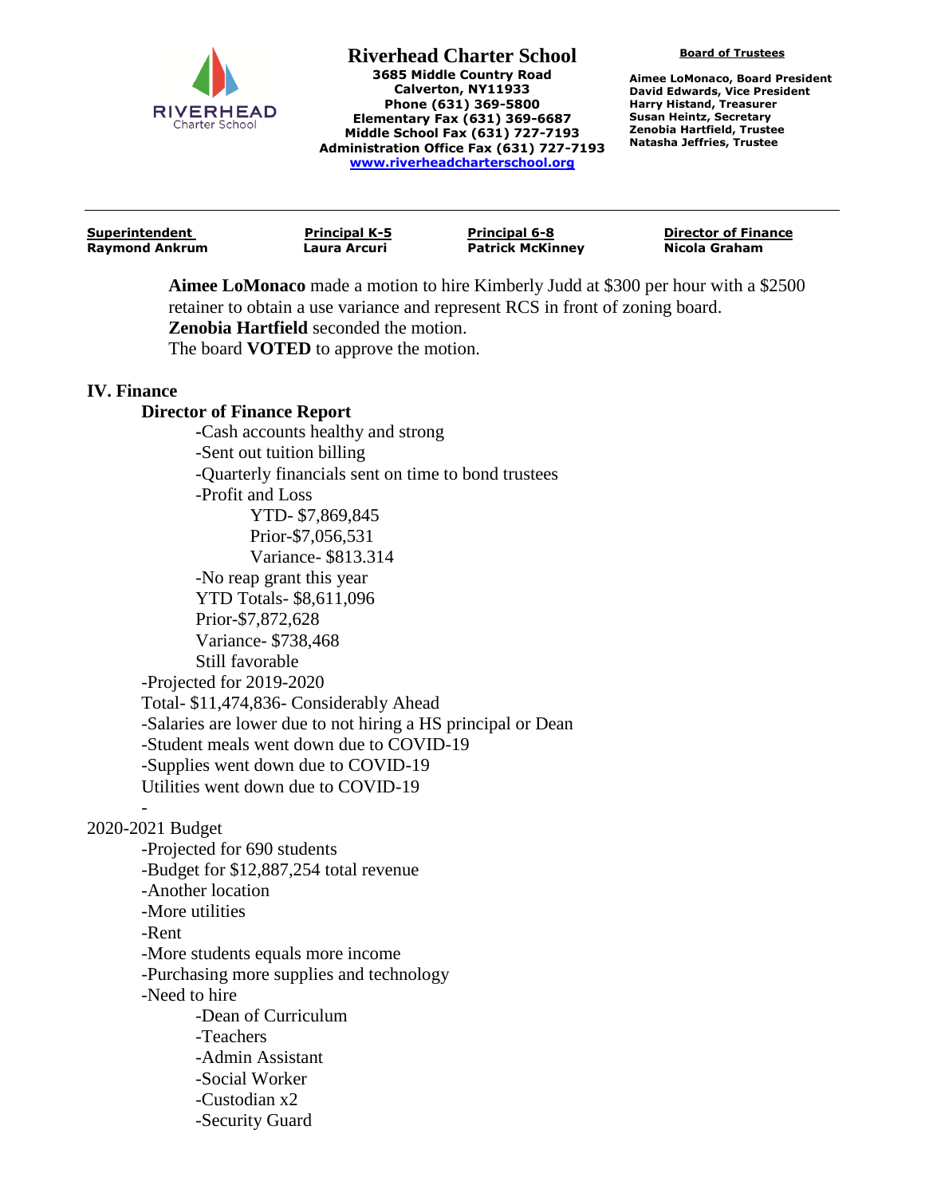**Aimee LoMonaco** made a motion to hire Kimberly Judd at $300 per hour with a $2500 retainer to obtain a use variance and represent RCS in front of zoning board.
**Zenobia Hartfield** seconded the motion.
The board **VOTED** to approve the motion.

## IV. Finance

### Director of Finance Report

- Cash accounts healthy and strong
- Sent out tuition billing
- Quarterly financials sent on time to bond trustees
- Profit and Loss
  - YTD- $7,869,845
  - Prior-$7,056,531
  - Variance- $813.314
- No reap grant this year
  YTD Totals- $8,611,096
  Prior-$7,872,628
  Variance- $738,468
  Still favorable

-Projected for 2019-2020
Total- $11,474,836- Considerably Ahead
-Salaries are lower due to not hiring a HS principal or Dean
-Student meals went down due to COVID-19
-Supplies went down due to COVID-19
Utilities went down due to COVID-19
-

2020-2021 Budget

- Projected for 690 students
- Budget for $12,887,254 total revenue
- Another location
- More utilities
- Rent
- More students equals more income
- Purchasing more supplies and technology
- Need to hire
  - Dean of Curriculum
  - Teachers
  - Admin Assistant
  - Social Worker
  - Custodian x2
  - Security Guard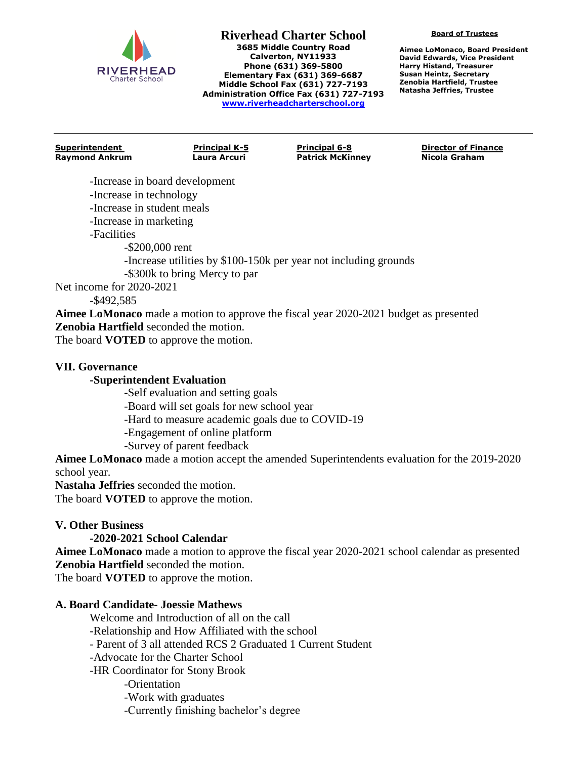-Increase in board development
-Increase in technology
-Increase in student meals
-Increase in marketing
-Facilities
  -$200,000 rent
  -Increase utilities by $100-150k per year not including grounds
  -$300k to bring Mercy to par

Net income for 2020-2021
  -$492,585

**Aimee LoMonaco** made a motion to approve the fiscal year 2020-2021 budget as presented
**Zenobia Hartfield** seconded the motion.
The board **VOTED** to approve the motion.

## VII. Governance

### -Superintendent Evaluation

-Self evaluation and setting goals
-Board will set goals for new school year
-Hard to measure academic goals due to COVID-19
-Engagement of online platform
-Survey of parent feedback

**Aimee LoMonaco** made a motion accept the amended Superintendents evaluation for the 2019-2020 school year.
**Nastaha Jeffries** seconded the motion.
The board **VOTED** to approve the motion.

## V. Other Business

### -2020-2021 School Calendar

**Aimee LoMonaco** made a motion to approve the fiscal year 2020-2021 school calendar as presented
**Zenobia Hartfield** seconded the motion.
The board **VOTED** to approve the motion.

## A. Board Candidate- Joessie Mathews

Welcome and Introduction of all on the call
-Relationship and How Affiliated with the school
- Parent of 3 all attended RCS 2 Graduated 1 Current Student
-Advocate for the Charter School
-HR Coordinator for Stony Brook
  -Orientation
  -Work with graduates
  -Currently finishing bachelor's degree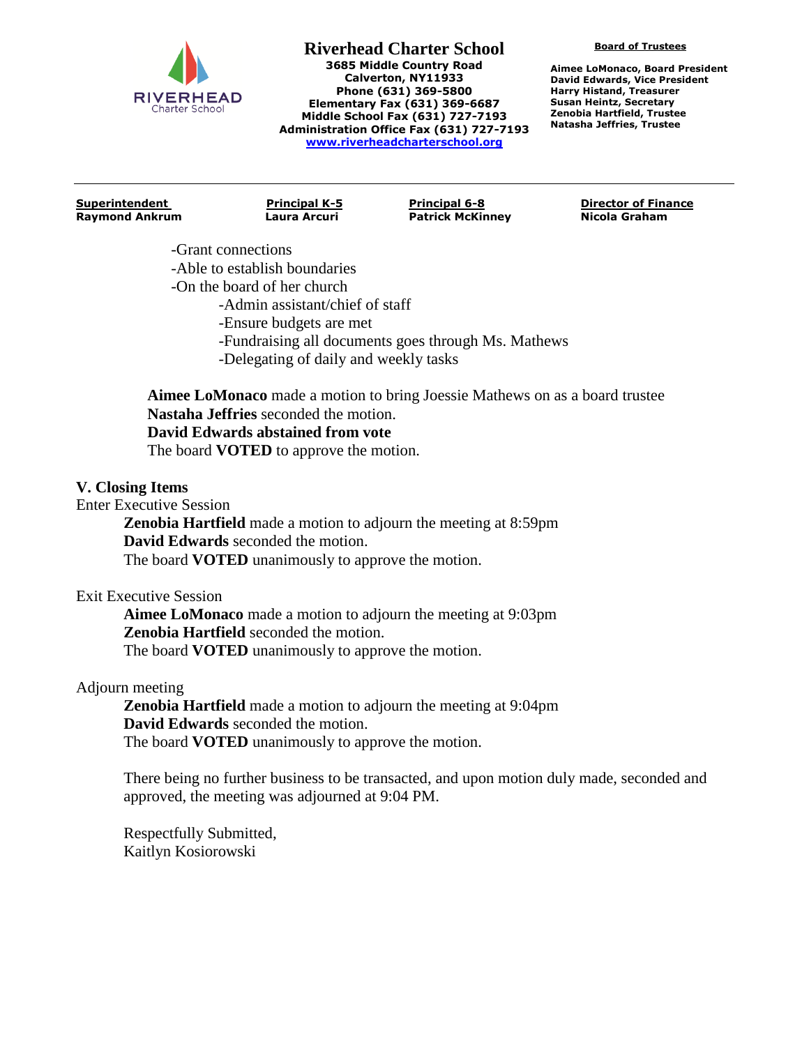-Grant connections
-Able to establish boundaries
-On the board of her church
  - -Admin assistant/chief of staff
  - -Ensure budgets are met
  - -Fundraising all documents goes through Ms. Mathews
  - -Delegating of daily and weekly tasks

**Aimee LoMonaco** made a motion to bring Joessie Mathews on as a board trustee
**Nastaha Jeffries** seconded the motion.
**David Edwards abstained from vote**
The board **VOTED** to approve the motion.

## V. Closing Items

Enter Executive Session

**Zenobia Hartfield** made a motion to adjourn the meeting at 8:59pm
**David Edwards** seconded the motion.
The board **VOTED** unanimously to approve the motion.

Exit Executive Session

**Aimee LoMonaco** made a motion to adjourn the meeting at 9:03pm
**Zenobia Hartfield** seconded the motion.
The board **VOTED** unanimously to approve the motion.

Adjourn meeting

**Zenobia Hartfield** made a motion to adjourn the meeting at 9:04pm
**David Edwards** seconded the motion.
The board **VOTED** unanimously to approve the motion.

There being no further business to be transacted, and upon motion duly made, seconded and approved, the meeting was adjourned at 9:04 PM.

Respectfully Submitted,
Kaitlyn Kosiorowski